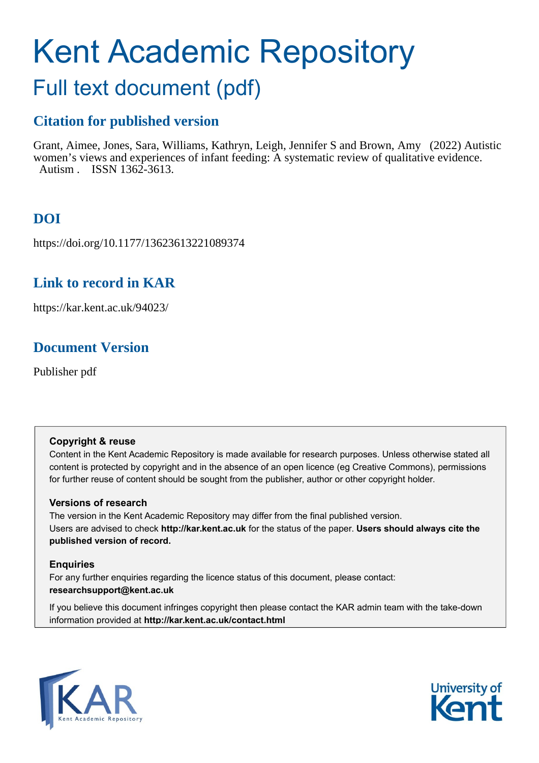# Kent Academic Repository

## Full text document (pdf)

### Citation for published version

Grant, Aimee, Jones, Sara, Williams, Kathryn, Leigh, Jennifer S and Brown, Amy (2022) Autistic women's views and experiences of infant feeding: A systematic review of qualitative evidence. Autism . ISSN 1362-3613.

### DOI

https://doi.org/10.1177/13623613221089374

### Link to record in KAR

https://kar.kent.ac.uk/94023/

### Document Version

Publisher pdf

**Copyright & reuse**

Content in the Kent Academic Repository is made available for research purposes. Unless otherwise stated all content is protected by copyright and in the absence of an open licence (eg Creative Commons), permissions for further reuse of content should be sought from the publisher, author or other copyright holder.

**Versions of research**

The version in the Kent Academic Repository may differ from the final published version.
Users are advised to check **http://kar.kent.ac.uk** for the status of the paper. **Users should always cite the published version of record.**

**Enquiries**

For any further enquiries regarding the licence status of this document, please contact:
**researchsupport@kent.ac.uk**

If you believe this document infringes copyright then please contact the KAR admin team with the take-down information provided at **http://kar.kent.ac.uk/contact.html**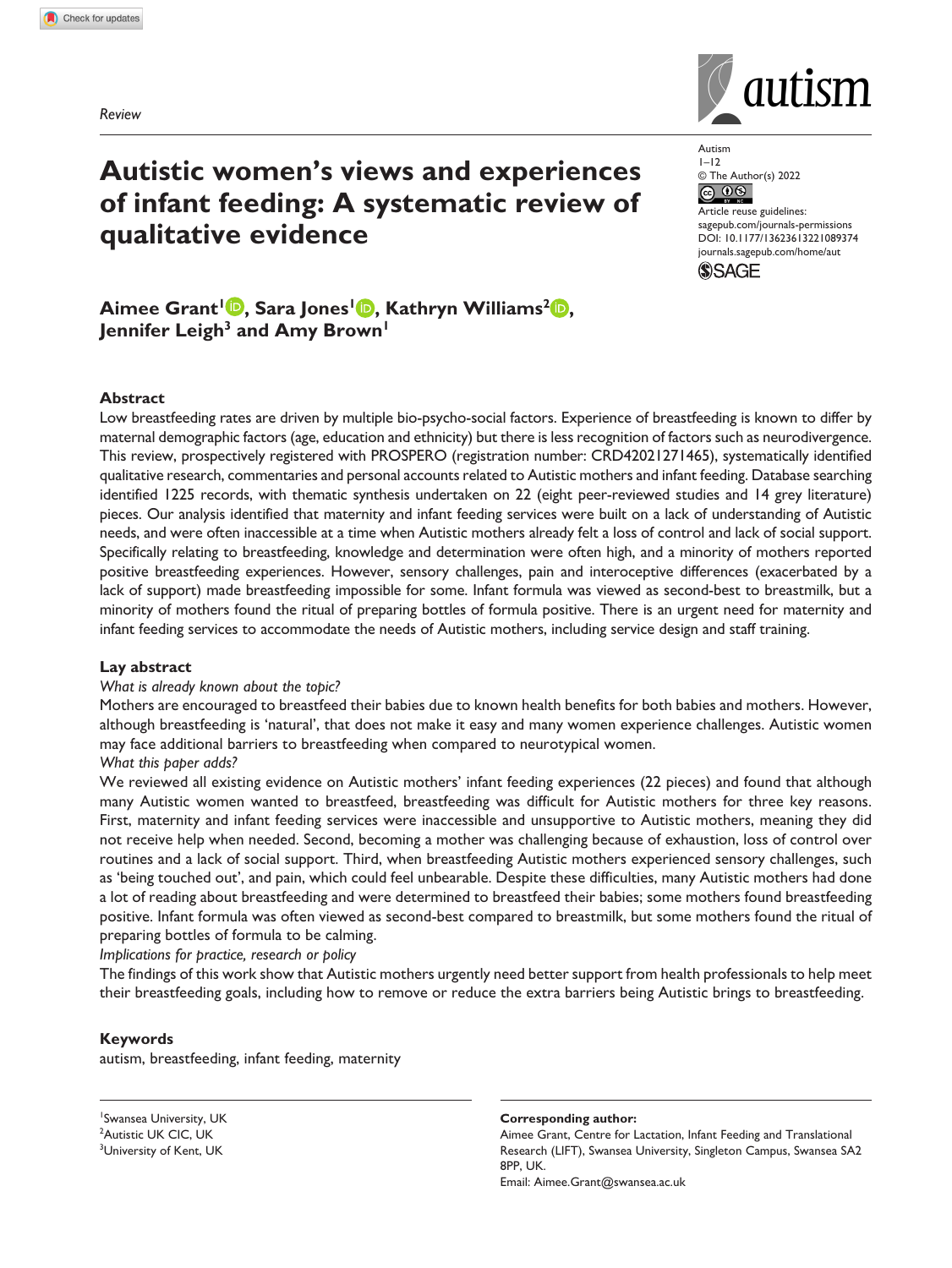*Review*

# Autistic women's views and experiences of infant feeding: A systematic review of qualitative evidence

© The Author(s) 2022

Article reuse guidelines: sagepub.com/journals-permissions
DOI: 10.1177/13623613221089374
journals.sagepub.com/home/aut

**Aimee Grant[1], Sara Jones[1], Kathryn Williams[2], Jennifer Leigh[3] and Amy Brown[1]**

## Abstract

Low breastfeeding rates are driven by multiple bio-psycho-social factors. Experience of breastfeeding is known to differ by maternal demographic factors (age, education and ethnicity) but there is less recognition of factors such as neurodivergence. This review, prospectively registered with PROSPERO (registration number: CRD42021271465), systematically identified qualitative research, commentaries and personal accounts related to Autistic mothers and infant feeding. Database searching identified 1225 records, with thematic synthesis undertaken on 22 (eight peer-reviewed studies and 14 grey literature) pieces. Our analysis identified that maternity and infant feeding services were built on a lack of understanding of Autistic needs, and were often inaccessible at a time when Autistic mothers already felt a loss of control and lack of social support. Specifically relating to breastfeeding, knowledge and determination were often high, and a minority of mothers reported positive breastfeeding experiences. However, sensory challenges, pain and interoceptive differences (exacerbated by a lack of support) made breastfeeding impossible for some. Infant formula was viewed as second-best to breastmilk, but a minority of mothers found the ritual of preparing bottles of formula positive. There is an urgent need for maternity and infant feeding services to accommodate the needs of Autistic mothers, including service design and staff training.

## Lay abstract

*What is already known about the topic?*

Mothers are encouraged to breastfeed their babies due to known health benefits for both babies and mothers. However, although breastfeeding is 'natural', that does not make it easy and many women experience challenges. Autistic women may face additional barriers to breastfeeding when compared to neurotypical women.

*What this paper adds?*

We reviewed all existing evidence on Autistic mothers' infant feeding experiences (22 pieces) and found that although many Autistic women wanted to breastfeed, breastfeeding was difficult for Autistic mothers for three key reasons. First, maternity and infant feeding services were inaccessible and unsupportive to Autistic mothers, meaning they did not receive help when needed. Second, becoming a mother was challenging because of exhaustion, loss of control over routines and a lack of social support. Third, when breastfeeding Autistic mothers experienced sensory challenges, such as 'being touched out', and pain, which could feel unbearable. Despite these difficulties, many Autistic mothers had done a lot of reading about breastfeeding and were determined to breastfeed their babies; some mothers found breastfeeding positive. Infant formula was often viewed as second-best compared to breastmilk, but some mothers found the ritual of preparing bottles of formula to be calming.

*Implications for practice, research or policy*

The findings of this work show that Autistic mothers urgently need better support from health professionals to help meet their breastfeeding goals, including how to remove or reduce the extra barriers being Autistic brings to breastfeeding.

## Keywords

autism, breastfeeding, infant feeding, maternity

[1]Swansea University, UK
[2]Autistic UK CIC, UK
[3]University of Kent, UK

**Corresponding author:**
Aimee Grant, Centre for Lactation, Infant Feeding and Translational Research (LIFT), Swansea University, Singleton Campus, Swansea SA2 8PP, UK.
Email: Aimee.Grant@swansea.ac.uk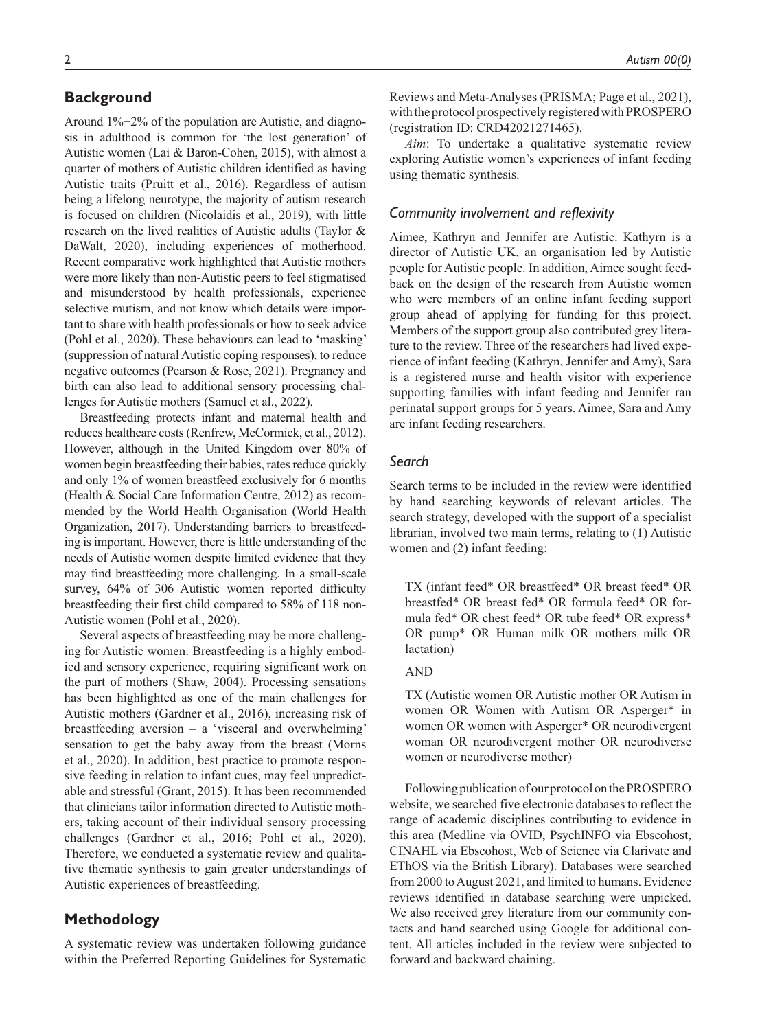## Background

Around 1%–2% of the population are Autistic, and diagnosis in adulthood is common for 'the lost generation' of Autistic women (Lai & Baron-Cohen, 2015), with almost a quarter of mothers of Autistic children identified as having Autistic traits (Pruitt et al., 2016). Regardless of autism being a lifelong neurotype, the majority of autism research is focused on children (Nicolaidis et al., 2019), with little research on the lived realities of Autistic adults (Taylor & DaWalt, 2020), including experiences of motherhood. Recent comparative work highlighted that Autistic mothers were more likely than non-Autistic peers to feel stigmatised and misunderstood by health professionals, experience selective mutism, and not know which details were important to share with health professionals or how to seek advice (Pohl et al., 2020). These behaviours can lead to 'masking' (suppression of natural Autistic coping responses), to reduce negative outcomes (Pearson & Rose, 2021). Pregnancy and birth can also lead to additional sensory processing challenges for Autistic mothers (Samuel et al., 2022).

Breastfeeding protects infant and maternal health and reduces healthcare costs (Renfrew, McCormick, et al., 2012). However, although in the United Kingdom over 80% of women begin breastfeeding their babies, rates reduce quickly and only 1% of women breastfeed exclusively for 6 months (Health & Social Care Information Centre, 2012) as recommended by the World Health Organisation (World Health Organization, 2017). Understanding barriers to breastfeeding is important. However, there is little understanding of the needs of Autistic women despite limited evidence that they may find breastfeeding more challenging. In a small-scale survey, 64% of 306 Autistic women reported difficulty breastfeeding their first child compared to 58% of 118 non-Autistic women (Pohl et al., 2020).

Several aspects of breastfeeding may be more challenging for Autistic women. Breastfeeding is a highly embodied and sensory experience, requiring significant work on the part of mothers (Shaw, 2004). Processing sensations has been highlighted as one of the main challenges for Autistic mothers (Gardner et al., 2016), increasing risk of breastfeeding aversion – a 'visceral and overwhelming' sensation to get the baby away from the breast (Morns et al., 2020). In addition, best practice to promote responsive feeding in relation to infant cues, may feel unpredictable and stressful (Grant, 2015). It has been recommended that clinicians tailor information directed to Autistic mothers, taking account of their individual sensory processing challenges (Gardner et al., 2016; Pohl et al., 2020). Therefore, we conducted a systematic review and qualitative thematic synthesis to gain greater understandings of Autistic experiences of breastfeeding.

## Methodology

A systematic review was undertaken following guidance within the Preferred Reporting Guidelines for Systematic Reviews and Meta-Analyses (PRISMA; Page et al., 2021), with the protocol prospectively registered with PROSPERO (registration ID: CRD42021271465).

*Aim*: To undertake a qualitative systematic review exploring Autistic women's experiences of infant feeding using thematic synthesis.

### Community involvement and reflexivity

Aimee, Kathryn and Jennifer are Autistic. Kathyrn is a director of Autistic UK, an organisation led by Autistic people for Autistic people. In addition, Aimee sought feedback on the design of the research from Autistic women who were members of an online infant feeding support group ahead of applying for funding for this project. Members of the support group also contributed grey literature to the review. Three of the researchers had lived experience of infant feeding (Kathryn, Jennifer and Amy), Sara is a registered nurse and health visitor with experience supporting families with infant feeding and Jennifer ran perinatal support groups for 5 years. Aimee, Sara and Amy are infant feeding researchers.

### Search

Search terms to be included in the review were identified by hand searching keywords of relevant articles. The search strategy, developed with the support of a specialist librarian, involved two main terms, relating to (1) Autistic women and (2) infant feeding:

> TX (infant feed* OR breastfeed* OR breast feed* OR breastfed* OR breast fed* OR formula feed* OR formula fed* OR chest feed* OR tube feed* OR express* OR pump* OR Human milk OR mothers milk OR lactation)
>
> AND
>
> TX (Autistic women OR Autistic mother OR Autism in women OR Women with Autism OR Asperger* in women OR women with Asperger* OR neurodivergent woman OR neurodivergent mother OR neurodiverse women or neurodiverse mother)

Following publication of our protocol on the PROSPERO website, we searched five electronic databases to reflect the range of academic disciplines contributing to evidence in this area (Medline via OVID, PsychINFO via Ebscohost, CINAHL via Ebscohost, Web of Science via Clarivate and EThOS via the British Library). Databases were searched from 2000 to August 2021, and limited to humans. Evidence reviews identified in database searching were unpicked. We also received grey literature from our community contacts and hand searched using Google for additional content. All articles included in the review were subjected to forward and backward chaining.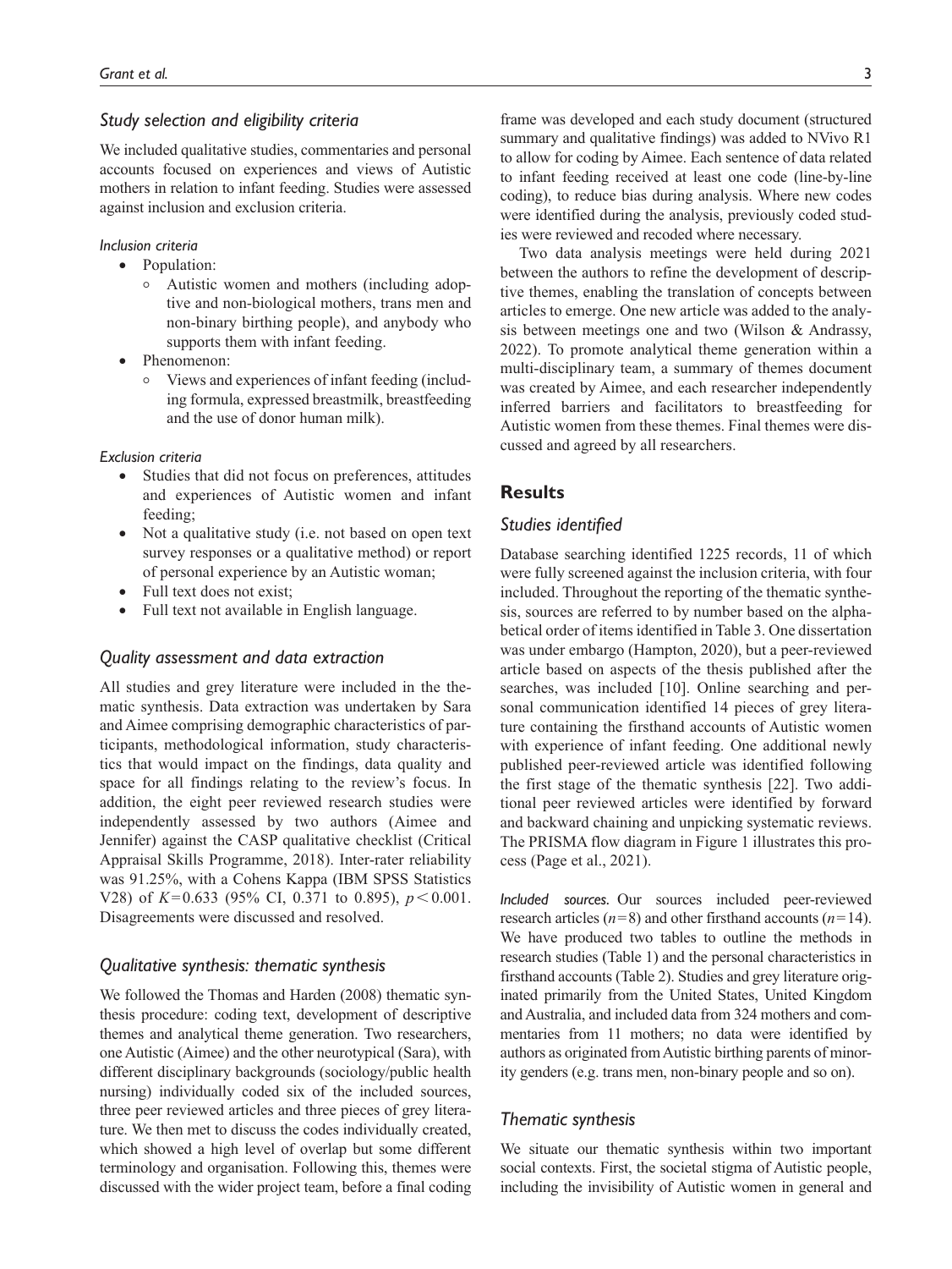## Study selection and eligibility criteria

We included qualitative studies, commentaries and personal accounts focused on experiences and views of Autistic mothers in relation to infant feeding. Studies were assessed against inclusion and exclusion criteria.

### Inclusion criteria

- Population:
  - Autistic women and mothers (including adoptive and non-biological mothers, trans men and non-binary birthing people), and anybody who supports them with infant feeding.
- Phenomenon:
  - Views and experiences of infant feeding (including formula, expressed breastmilk, breastfeeding and the use of donor human milk).

### Exclusion criteria

- Studies that did not focus on preferences, attitudes and experiences of Autistic women and infant feeding;
- Not a qualitative study (i.e. not based on open text survey responses or a qualitative method) or report of personal experience by an Autistic woman;
- Full text does not exist;
- Full text not available in English language.

## Quality assessment and data extraction

All studies and grey literature were included in the thematic synthesis. Data extraction was undertaken by Sara and Aimee comprising demographic characteristics of participants, methodological information, study characteristics that would impact on the findings, data quality and space for all findings relating to the review's focus. In addition, the eight peer reviewed research studies were independently assessed by two authors (Aimee and Jennifer) against the CASP qualitative checklist (Critical Appraisal Skills Programme, 2018). Inter-rater reliability was 91.25%, with a Cohens Kappa (IBM SPSS Statistics V28) of $K = 0.633$ (95% CI, 0.371 to 0.895), $p < 0.001$. Disagreements were discussed and resolved.

## Qualitative synthesis: thematic synthesis

We followed the Thomas and Harden (2008) thematic synthesis procedure: coding text, development of descriptive themes and analytical theme generation. Two researchers, one Autistic (Aimee) and the other neurotypical (Sara), with different disciplinary backgrounds (sociology/public health nursing) individually coded six of the included sources, three peer reviewed articles and three pieces of grey literature. We then met to discuss the codes individually created, which showed a high level of overlap but some different terminology and organisation. Following this, themes were discussed with the wider project team, before a final coding frame was developed and each study document (structured summary and qualitative findings) was added to NVivo R1 to allow for coding by Aimee. Each sentence of data related to infant feeding received at least one code (line-by-line coding), to reduce bias during analysis. Where new codes were identified during the analysis, previously coded studies were reviewed and recoded where necessary.

Two data analysis meetings were held during 2021 between the authors to refine the development of descriptive themes, enabling the translation of concepts between articles to emerge. One new article was added to the analysis between meetings one and two (Wilson & Andrassy, 2022). To promote analytical theme generation within a multi-disciplinary team, a summary of themes document was created by Aimee, and each researcher independently inferred barriers and facilitators to breastfeeding for Autistic women from these themes. Final themes were discussed and agreed by all researchers.

# Results

## Studies identified

Database searching identified 1225 records, 11 of which were fully screened against the inclusion criteria, with four included. Throughout the reporting of the thematic synthesis, sources are referred to by number based on the alphabetical order of items identified in Table 3. One dissertation was under embargo (Hampton, 2020), but a peer-reviewed article based on aspects of the thesis published after the searches, was included [10]. Online searching and personal communication identified 14 pieces of grey literature containing the firsthand accounts of Autistic women with experience of infant feeding. One additional newly published peer-reviewed article was identified following the first stage of the thematic synthesis [22]. Two additional peer reviewed articles were identified by forward and backward chaining and unpicking systematic reviews. The PRISMA flow diagram in Figure 1 illustrates this process (Page et al., 2021).

*Included sources.* Our sources included peer-reviewed research articles ($n = 8$) and other firsthand accounts ($n = 14$). We have produced two tables to outline the methods in research studies (Table 1) and the personal characteristics in firsthand accounts (Table 2). Studies and grey literature originated primarily from the United States, United Kingdom and Australia, and included data from 324 mothers and commentaries from 11 mothers; no data were identified by authors as originated from Autistic birthing parents of minority genders (e.g. trans men, non-binary people and so on).

## Thematic synthesis

We situate our thematic synthesis within two important social contexts. First, the societal stigma of Autistic people, including the invisibility of Autistic women in general and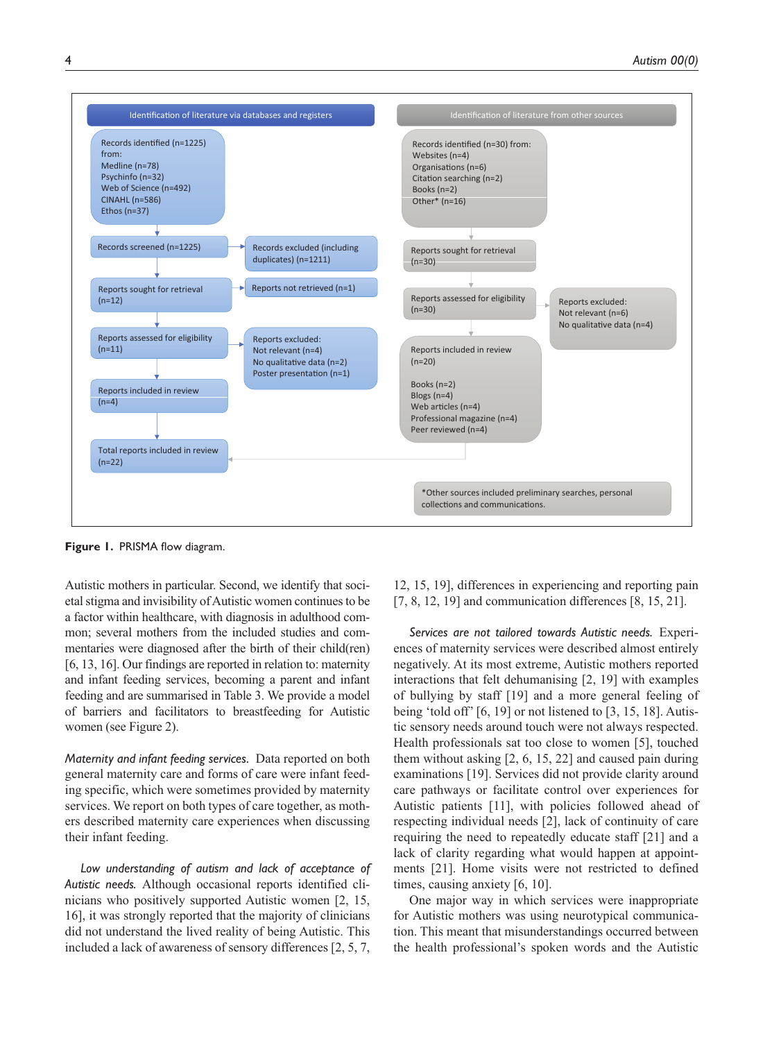Identification of literature via databases and registers

Records identified (n=1225) from:
Medline (n=78)
Psychinfo (n=32)
Web of Science (n=492)
CINAHL (n=586)
Ethos (n=37)

Records screened (n=1225)

Records excluded (including duplicates) (n=1211)

Reports sought for retrieval (n=12)

Reports not retrieved (n=1)

Reports assessed for eligibility (n=11)

Reports excluded:
Not relevant (n=4)
No qualitative data (n=2)
Poster presentation (n=1)

Reports included in review (n=4)

Total reports included in review (n=22)

Identification of literature from other sources

Records identified (n=30) from:
Websites (n=4)
Organisations (n=6)
Citation searching (n=2)
Books (n=2)
Other* (n=16)

Reports sought for retrieval (n=30)

Reports assessed for eligibility (n=30)

Reports excluded:
Not relevant (n=6)
No qualitative data (n=4)

Reports included in review (n=20)

Books (n=2)
Blogs (n=4)
Web articles (n=4)
Professional magazine (n=4)
Peer reviewed (n=4)

*Other sources included preliminary searches, personal collections and communications.

**Figure 1.** PRISMA flow diagram.

Autistic mothers in particular. Second, we identify that societal stigma and invisibility of Autistic women continues to be a factor within healthcare, with diagnosis in adulthood common; several mothers from the included studies and commentaries were diagnosed after the birth of their child(ren) [6, 13, 16]. Our findings are reported in relation to: maternity and infant feeding services, becoming a parent and infant feeding and are summarised in Table 3. We provide a model of barriers and facilitators to breastfeeding for Autistic women (see Figure 2).

*Maternity and infant feeding services.* Data reported on both general maternity care and forms of care were infant feeding specific, which were sometimes provided by maternity services. We report on both types of care together, as mothers described maternity care experiences when discussing their infant feeding.

*Low understanding of autism and lack of acceptance of Autistic needs.* Although occasional reports identified clinicians who positively supported Autistic women [2, 15, 16], it was strongly reported that the majority of clinicians did not understand the lived reality of being Autistic. This included a lack of awareness of sensory differences [2, 5, 7, 12, 15, 19], differences in experiencing and reporting pain [7, 8, 12, 19] and communication differences [8, 15, 21].

*Services are not tailored towards Autistic needs.* Experiences of maternity services were described almost entirely negatively. At its most extreme, Autistic mothers reported interactions that felt dehumanising [2, 19] with examples of bullying by staff [19] and a more general feeling of being 'told off' [6, 19] or not listened to [3, 15, 18]. Autistic sensory needs around touch were not always respected. Health professionals sat too close to women [5], touched them without asking [2, 6, 15, 22] and caused pain during examinations [19]. Services did not provide clarity around care pathways or facilitate control over experiences for Autistic patients [11], with policies followed ahead of respecting individual needs [2], lack of continuity of care requiring the need to repeatedly educate staff [21] and a lack of clarity regarding what would happen at appointments [21]. Home visits were not restricted to defined times, causing anxiety [6, 10].

One major way in which services were inappropriate for Autistic mothers was using neurotypical communication. This meant that misunderstandings occurred between the health professional's spoken words and the Autistic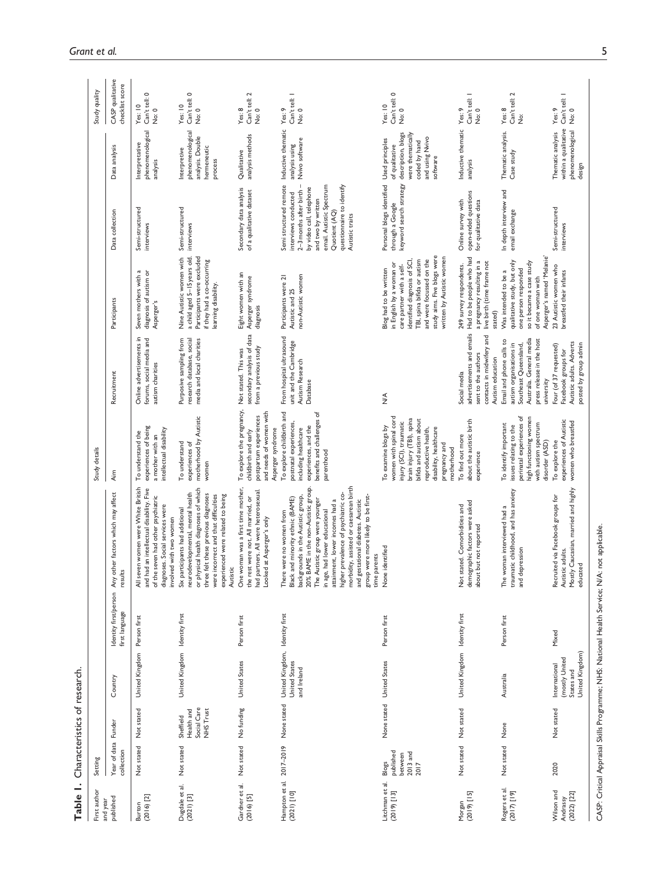**Table 1.** Characteristics of research.

| First author and year published | Setting | | | | | Study details | | | | | Study quality |
|---|---|---|---|---|---|---|---|---|---|---|---|
| | Year of data collection | Funder | Country | Identity first/person first language | Any other factors which may affect results | Aim | Recruitment | Participants | Data collection | Data analysis | CASP qualitative checklist score |
| Burton (2016) [2] | Not stated | Not stated | United Kingdom | Person first | All seven women were White British and had an intellectual disability. Five of the seven had other psychiatric diagnoses. Social services were involved with two women | To understand the experiences of being a mother with an intellectual disability | Online advertisements in forums, social media and autism charities | Seven mothers with a diagnosis of autism or Asperger's | Semi-structured interviews | Interpretative phenomenological analysis | Yes: 10 Can't tell: 0 No: 0 |
| Dugdale et al. (2021) [3] | Not stated | Sheffield Health and Social Care NHS Trust | United Kingdom | Identity first | Six participants had additional neurodevelopmental, mental health or physical health diagnoses of which three felt these previous diagnoses were incorrect and that difficulties experienced were related to being Autistic | To understand experiences of motherhood by Autistic women | Purposive sampling from research database, social media and local charities | Nine Autistic women with a child aged 5–15 years old. Participants were excluded if they had a co-occurring learning disability. | Semi-structured interviews | Interpretive phenomenological analysis. Double hermeneutic process | Yes: 10 Can't tell: 0 No: 0 |
| Gardner et al. (2016) [5] | Not stated | No funding | United States | Person first | One woman was a first time mother, the rest were not. All married, or had partners. All were heterosexual. Looked at Asperger's only | To explore the pregnancy, childbirth and early postpartum experiences and needs of women with Asperger syndrome | Not stated. This was secondary analysis of data from a previous study | Eight women with an Asperger syndrome diagnosis | Secondary data analysis of a qualitative dataset | Qualitative analysis methods | Yes: 8 Can't tell: 2 No: 0 |
| Hampton et al. (2021) [10] | 2017–2019 | None stated | United Kingdom, United States and Ireland | Identity first | There were no women from Black and minority ethnic (BAME) backgrounds in the Autistic group, 20% BAME in the non-Autistic group. The Autistic group were younger in age, had lower educational attainment, lower incomes had a higher prevalence of psychiatric co-morbidity, assisted or caesarean birth and gestational diabetes. Autistic group were more likely to be first-time parents | To explore childbirth and postnatal experiences, including healthcare experiences, and the benefits and challenges of parenthood | From hospital ultrasound unit and the Cambridge Autism Research Database | Participants were 21 Autistic and 25 non-Autistic women | Semi structured remote interviews conducted 2–3 months after birth – by video call, telephone and two by written email. Autistic Spectrum Quotient (AQ) questionnaire to identify Autistic traits | Inductive thematic analysis using Nvivo software | Yes: 9 Can't tell: 1 No: 0 |
| Litchman et al. (2019) [13] | Blogs published between 2013 and 2017 | None stated | United States | Person first | None identified | To examine blogs by women with spinal cord injury (SCI), traumatic brain injury (TBI), spina bifida and autism about reproductive health, disability, healthcare pregnancy and motherhood | N/A | Blog had to be written in English by a woman or care partner with a self-identified diagnosis of SCI, TBI, spina bifida or autism and were focussed on the study aims. Five blogs were written by Autistic women | Personal blogs identified through a Google keyword search strategy | Used principles of qualitative description, blogs were thematically coded by hand and using Nvivo software | Yes: 10 Can't tell: 0 No: 0 |
| Morgan (2019) [15] | Not stated | Not stated | United Kingdom | Identity first | Not stated. Comorbidities and demographic factors were asked about but not reported | To find out more about the autistic birth experience | Social media advertisements and emails sent to the authors contacts in midwifery and Autism education | 249 survey respondents. Had to be people who had a pregnancy resulting in a live birth (time frame not stated) | Online survey with open-ended questions for qualitative data | Inductive thematic analysis | Yes: 9 Can't tell: 1 No: 0 |
| Rogers et al. (2017) [19] | Not stated | None | Australia | Person first | The woman interviewed had a traumatic childhood, and has anxiety and depression | To identify important issues relating to the perinatal experiences of high functioning women with autism spectrum disorder (ASD) | Email and phone calls to autism organisations in Southeast Queensland, Australia. General media press release in the host university | Was intended to be a qualitative study, but only one person responded so it became a case study of one woman with Asperger's named 'Melanie' | In depth interview and email exchange | Thematic analysis. Case study | Yes: 8 Can't tell: 2 No: |
| Wilson and Andrassy (2022) [22] | 2020 | Not stated | International (mostly United States and United Kingdom) | Mixed | Recruited via Facebook groups for Autistic adults. Mostly Caucasian, married and highly educated | To explore the experiences of Autistic women who breastfed | Four (of 37 requested) Facebook groups for Autistic adults. Adverts posted by group admin | 23 Autistic women who breastfed their infants | Semi-structured interviews | Thematic analysis within a qualitative phenomenological design | Yes: 9 Can't tell: 1 No: 0 |

CASP: Critical Appraisal Skills Programme; NHS: National Health Service; N/A: not applicable.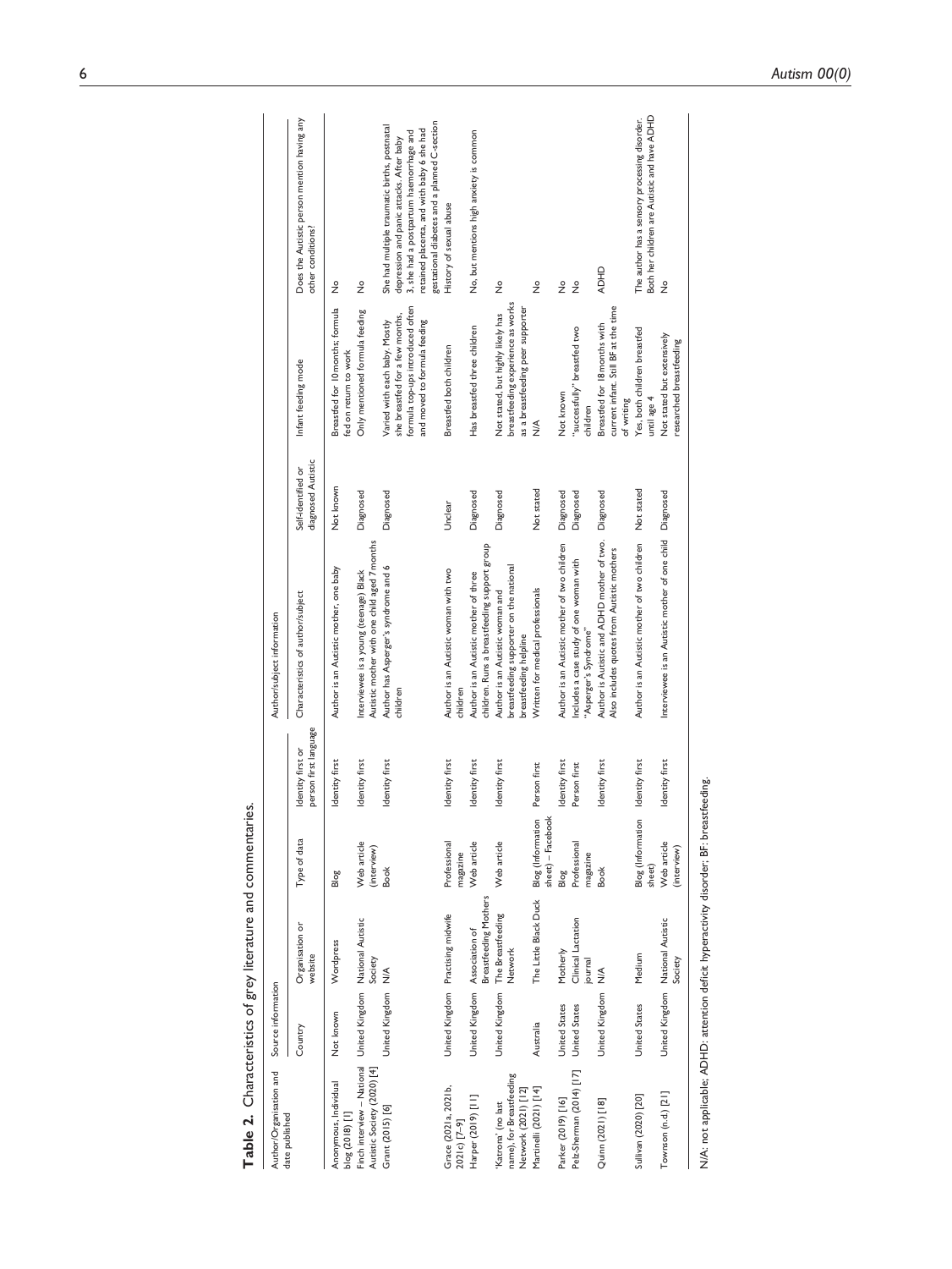**Table 2.** Characteristics of grey literature and commentaries.

| Author/Organisation and date published | Source information | | | | Author/subject information | | | |
|---|---|---|---|---|---|---|---|---|
| | Country | Organisation or website | Type of data | Identity first or person first language | Characteristics of author/subject | Self-identified or diagnosed Autistic | Infant feeding mode | Does the Autistic person mention having any other conditions? |
| Anonymous, Individual blog (2018) [1] | Not known | Wordpress | Blog | Identity first | Author is an Autistic mother, one baby | Not known | Breastfed for 10 months; formula fed on return to work | No |
| Finch interview – National Autistic Society (2020) [4] | United Kingdom | National Autistic Society | Web article (interview) | Identity first | Interviewee is a young (teenage) Black Autistic mother with one child aged 7 months | Diagnosed | Only mentioned formula feeding | No |
| Grant (2015) [6] | United Kingdom | N/A | Book | Identity first | Author has Asperger's syndrome and 6 children | Diagnosed | Varied with each baby. Mostly she breastfed for a few months, formula top-ups introduced often and moved to formula feeding | She had multiple traumatic births, postnatal depression and panic attacks. After baby 3, she had a postpartum haemorrhage and retained placenta, and with baby 6 she had gestational diabetes and a planned C-section |
| Grace (2021a, 2021b, 2021c) [7–9] | United Kingdom | Practising midwife | Professional magazine | Identity first | Author is an Autistic woman with two children | Unclear | Breastfed both children | History of sexual abuse |
| Harper (2019) [11] | United Kingdom | Association of Breastfeeding Mothers | Web article | Identity first | Author is an Autistic mother of three children. Runs a breastfeeding support group | Diagnosed | Has breastfed three children | No, but mentions high anxiety is common |
| 'Katrona' (no last name), for Breastfeeding Network (2021) [12] | United Kingdom | The Breastfeeding Network | Web article | Identity first | Author is an Autistic woman and breastfeeding supporter on the national breastfeeding helpline | Diagnosed | Not stated, but highly likely has breastfeeding experience as works as a breastfeeding peer supporter | No |
| Martinelli (2021) [14] | Australia | The Little Black Duck | Blog (Information sheet) – Facebook | Person first | Written for medical professionals | Not stated | N/A | No |
| Parker (2019) [16] | United States | Motherly | Blog | Identity first | Author is an Autistic mother of two children | Diagnosed | Not known | No |
| Pelz-Sherman (2014) [17] | United States | Clinical Lactation journal | Professional magazine | Person first | Includes a case study of one woman with "Asperger's Syndrome" | Diagnosed | "successfully" breastfed two children | No |
| Quinn (2021) [18] | United Kingdom | N/A | Book | Identity first | Author is Autistic and ADHD mother of two. Also includes quotes from Autistic mothers | Diagnosed | Breastfed for 18 months with current infant. Still BF at the time of writing | ADHD |
| Sullivan (2020) [20] | United States | Medium | Blog (Information sheet) | Identity first | Author is an Autistic mother of two children | Not stated | Yes, both children breastfed until age 4 | The author has a sensory processing disorder. Both her children are Autistic and have ADHD |
| Townson (n.d.) [21] | United Kingdom | National Autistic Society | Web article (interview) | Identity first | Interviewee is an Autistic mother of one child | Diagnosed | Not stated but extensively researched breastfeeding | No |

N/A: not applicable; ADHD: attention deficit hyperactivity disorder; BF: breastfeeding.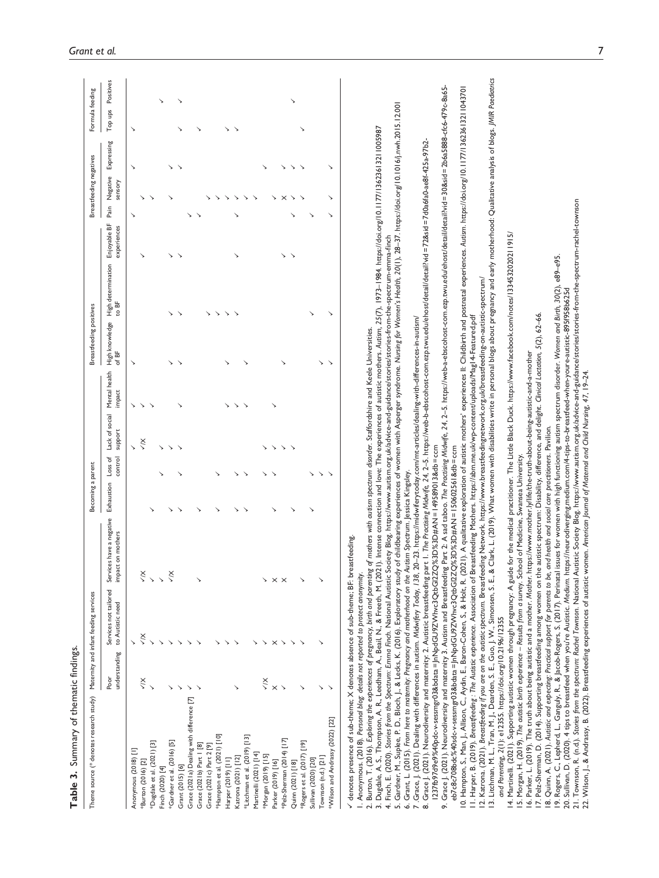**Table 3.** Summary of thematic findings.

| Theme source (* denotes research study) | Maternity and infant feeding services | | | Becoming a parent | | | | Breastfeeding positives | | | Breastfeeding negatives | | | Formula feeding | |
|---|---|---|---|---|---|---|---|---|---|---|---|---|---|---|---|
| | Poor understanding | Services not tailored to Autistic need | Services have a negative impact on mothers | Exhaustion | Loss of control | Lack of social support | Mental health impact | High knowledge of BF | High determination to BF | Enjoyable BF experiences | Pain | Negative sensory | Expressing | Top ups | Positives |
| Anonymous (2018) [1] | | ✓ | | | | ✓ | ✓ | ✓ | | | ✓ | | ✓ | ✓ | |
| *Burton (2016) [2] | ✓/X | ✓/X | ✓/X | | | ✓/X | ✓ | | | | | ✓ | | | |
| *Dugdale et al. (2021) [3] | ✓ | ✓ | ✓ | ✓ | | | ✓ | | | ✓ | | ✓ | | | |
| Finch (2020) [4] | | ✓ | ✓ | | ✓ | ✓ | | | | | | | | | ✓ |
| *Gardner et al. (2016) [5] | ✓ | ✓ | ✓/X | ✓ | | ✓ | | ✓ | ✓ | ✓ | | ✓ | ✓ | | |
| Grant (2015) [6] | ✓ | ✓ | | ✓ | ✓ | ✓ | ✓ | ✓ | ✓ | ✓ | | | ✓ | ✓ | ✓ |
| Grace (2021a) Dealing with difference [7] | ✓ | ✓ | | | | | | | | | ✓ | | | ✓ | |
| Grace (2021b) Part 1 [8] | ✓ | ✓ | | | | | | | | | ✓ | | | | |
| Grace (2021c) Part 2 [9] | | | ✓ | ✓ | | | | | ✓ | | | ✓ | | ✓ | |
| *Hampton et al. (2021) [10] | | ✓ | | ✓ | ✓ | | | | ✓ | | | ✓ | | | |
| Harper (2019) [11] | ✓ | ✓ | | | | | ✓ | ✓ | ✓ | | | ✓ | | ✓ | |
| Katrona (2021) [12] | | ✓ | | ✓ | ✓ | | ✓ | | ✓ | ✓ | ✓ | ✓ | | ✓ | |
| *Litchman et al. (2019) [13] | | | | ✓ | ✓ | | ✓ | ✓ | | | | ✓ | | | |
| Martinelli (2021) [14] | | ✓ | | | | | | | | | | ✓ | | | |
| *Morgan (2019) [15] | ✓/X | ✓ | ✓ | ✓ | ✓ | ✓ | | | | | | | ✓ | | |
| Parker (2019) [16] | X | X | X | | ✓ | ✓ | | | | | | ✓ | | | |
| *Pelz-Sherman (2014) [17] | ✓ | ✓ | X | | | ✓ | | ✓ | | ✓ | | X | ✓ | | ✓ |
| Quinn (2021) [18] | | ✓ | | ✓ | | ✓ | | | | ✓ | ✓ | ✓ | ✓ | | |
| *Rogers et al. (2017) [19] | ✓ | ✓ | ✓ | | | | | | | | ✓ | ✓ | ✓ | ✓ | |
| Sullivan (2020) [20] | | | | ✓ | ✓ | | | | ✓ | | ✓ | | | | |
| Townson (n.d.) [21] | ✓ | ✓ | ✓ | | ✓ | | | ✓ | | | | | | | |
| *Wilson and Andrassy (2022) [22] | ✓ | | | | ✓ | | | ✓ | ✓ | | ✓ | ✓ | ✓ | | |

✓ denotes presence of sub-theme; X denotes absence of sub-theme; BF: breastfeeding.

1. Anonymous. (2018). *Personal blog: details not reported to protect anonymity.*
2. Burton, T. (2016). *Exploring the experiences of pregnancy, birth and parenting of mothers with autism spectrum disorder.* Staffordshire and Keele Universities.
3. Dugdale, A. S., Thompson, A. R., Leedham, A., Beail, N., & Freeth, M. (2021). Intense connection and love: The experiences of autistic mothers. *Autism, 25*(7), 1973–1984. https://doi.org/10.1177/13623613211005987
4. Finch, E. (2020). *Stories from the Spectrum: Emma Finch.* National Autistic Society Blog. https://www.autism.org.uk/advice-and-guidance/stories/stories-from-the-spectrum-emma-finch
5. Gardner, M., Suplee, P. D., Bloch, J., & Lecks, K. (2016). Exploratory study of childbearing experiences of women with Asperger syndrome. *Nursing for Women's Health, 20*(1), 28–37. https://doi.org/10.1016/j.nwh.2015.12.001
6. Grant, L. (2015). *From here to maternity: Pregnancy and motherhood on the Autism Spectrum.* Jessica Kingsley.
7. Grace, J. (2021). Dealing with differences in autism. *Midwifery Today, 138,* 20–23. https://midwiferytoday.com/mt-articles/dealing-with-differences-in-autism/
8. Grace J. (2021). Neurodiversity and maternity 2: Autistic breastfeeding part 1. *The Practising Midwife, 24,* 2–5. https://web-b-ebscohost-com.ezp.twu.edu/ehost/detail/detail?vid=72&sid=7a0a6fa0-ae8f-425a-97b2-1237f6b97e9%40pdc-v-sessmgr03&bdata=JnNpdGU9ZWhvc3QtbGl2ZQ%3D%3D#AN=149589013&db=ccm
9. Grace J. (2021). Neurodiversity and maternity 3. Autism and Breastfeeding Part 2: A sad taboo. *The Practising Midwife, 24,* 2–5. https://web-a-ebscohost-com.ezp.twu.edu/ehost/detail/detail?vid=30&sid=2b6a5888-cfc6-479c-8a65-eb7c8c708bdc%40sdc-v-sessmgr03&bdata=JnNpdGU9ZWhvc3QtbGl2ZQ%3D%3D#AN=150602561&db=ccm
10. Hampton, S., Man, J., Allison, C., Aydin, E., Baron-Cohen, S., & Holt, R. (2021). A qualitative exploration of autistic mothers' experiences II: Childbirth and postnatal experiences. *Autism.* https://doi.org/10.1177/13623613211043701
11. Harper, B. (2019). *Breastfeeding : The Autistic experience.* Association of Breastfeeding Mothers. https://abm.me.uk/wp-content/uploads/Mag14-Featured.pdf
12. Katrona. (2021). *Breastfeeding if you are on the autistic spectrum.* Breastfeeding Network. https://www.breastfeedingnetwork.org.uk/breastfeeding-on-autistic-spectrum/
13. Litchman, M. L., Tran, M. J., Dearden, S. E., Guo, J. W., Simonsen, S. E., & Clark, L. (2019). What women with disabilities write in personal blogs about pregnancy and early motherhood: Qualitative analysis of blogs. *JMIR Paediatrics and Parenting, 2*(1): e12355. https://doi.org/10.2196/12355
14. Martinelli. (2021). Supporting autistic women through pregnancy: A guide for the medical practitioner. The Little Black Duck. https://www.facebook.com/notes/1334532020211915/
15. Morgan, H. (2019). *The autistic birth experience – Results from a survey.* School of Medicine, Swansea University.
16. Parker, L. (2019). The truth about being autistic and a mother. *Mother.* https://www.mother.ly/life/the-truth-about-being-autistic-and-a-mother
17. Pelz-Sherman, D. (2014). Supporting breastfeeding among women on the autistic spectrum: Disability, difference, and delight. *Clinical Lactation, 5*(2), 62–66.
18. Quinn, A. (2021). *Autistic and expecting: Practical support for parents to be, and health and social care practitioners.* Pavilion.
19. Rogers, C., Lepherd, L., Ganguly, R., & Jacob-Rogers, S. (2017). Perinatal issues for women with high functioning autism spectrum disorder. *Women and Birth, 30*(2), e89–e95.
20. Sullivan, D. (2020). 4 tips to breastfeed when you're Autistic. *Medium.* https://neurodiverging.medium.com/4-tips-to-breastfeed-when-youre-autistic-895f958b625d
21. Townson, R. (n.d.). *Stories from the spectrum: Rachel Townson.* National Autistic Society Blog. https://www.autism.org.uk/advice-and-guidance/stories/stories-from-the-spectrum-rachel-townson
22. Wilson, J., & Andrassy, B. (2022). Breastfeeding experiences of autistic women. *American Journal of Maternal and Child Nursing, 47,* 19–24.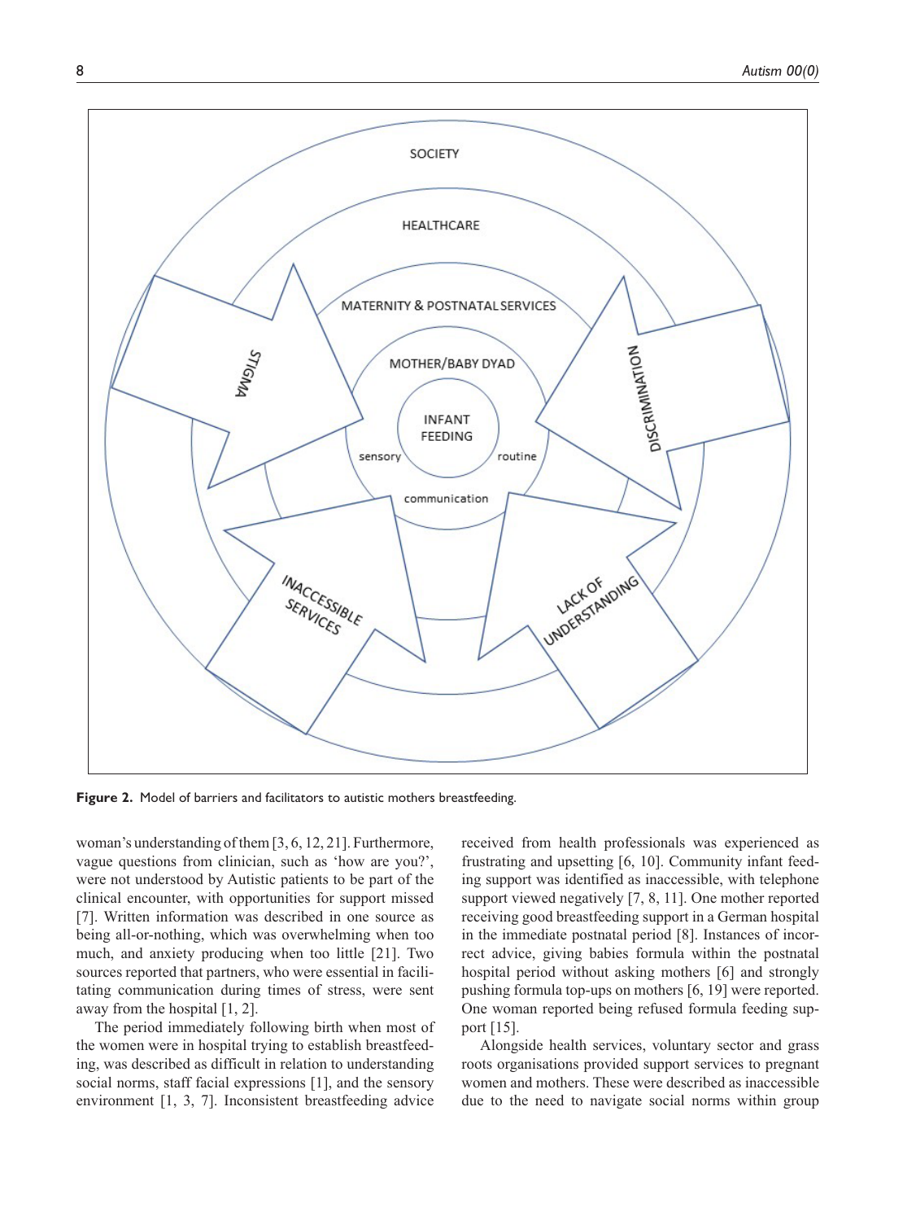**Figure 2.** Model of barriers and facilitators to autistic mothers breastfeeding.

woman's understanding of them [3, 6, 12, 21]. Furthermore, vague questions from clinician, such as 'how are you?', were not understood by Autistic patients to be part of the clinical encounter, with opportunities for support missed [7]. Written information was described in one source as being all-or-nothing, which was overwhelming when too much, and anxiety producing when too little [21]. Two sources reported that partners, who were essential in facilitating communication during times of stress, were sent away from the hospital [1, 2].

The period immediately following birth when most of the women were in hospital trying to establish breastfeeding, was described as difficult in relation to understanding social norms, staff facial expressions [1], and the sensory environment [1, 3, 7]. Inconsistent breastfeeding advice received from health professionals was experienced as frustrating and upsetting [6, 10]. Community infant feeding support was identified as inaccessible, with telephone support viewed negatively [7, 8, 11]. One mother reported receiving good breastfeeding support in a German hospital in the immediate postnatal period [8]. Instances of incorrect advice, giving babies formula within the postnatal hospital period without asking mothers [6] and strongly pushing formula top-ups on mothers [6, 19] were reported. One woman reported being refused formula feeding support [15].

Alongside health services, voluntary sector and grass roots organisations provided support services to pregnant women and mothers. These were described as inaccessible due to the need to navigate social norms within group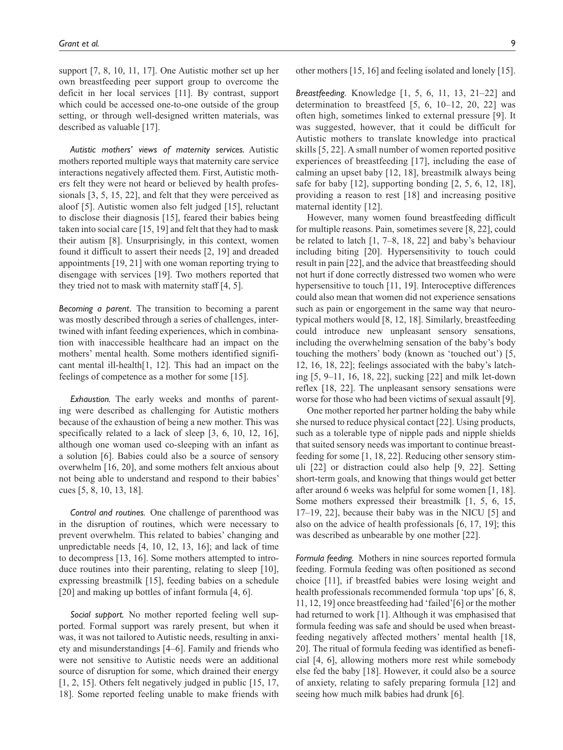support [7, 8, 10, 11, 17]. One Autistic mother set up her own breastfeeding peer support group to overcome the deficit in her local services [11]. By contrast, support which could be accessed one-to-one outside of the group setting, or through well-designed written materials, was described as valuable [17].

*Autistic mothers' views of maternity services.* Autistic mothers reported multiple ways that maternity care service interactions negatively affected them. First, Autistic mothers felt they were not heard or believed by health professionals [3, 5, 15, 22], and felt that they were perceived as aloof [5]. Autistic women also felt judged [15], reluctant to disclose their diagnosis [15], feared their babies being taken into social care [15, 19] and felt that they had to mask their autism [8]. Unsurprisingly, in this context, women found it difficult to assert their needs [2, 19] and dreaded appointments [19, 21] with one woman reporting trying to disengage with services [19]. Two mothers reported that they tried not to mask with maternity staff [4, 5].

*Becoming a parent.* The transition to becoming a parent was mostly described through a series of challenges, intertwined with infant feeding experiences, which in combination with inaccessible healthcare had an impact on the mothers' mental health. Some mothers identified significant mental ill-health[1, 12]. This had an impact on the feelings of competence as a mother for some [15].

*Exhaustion.* The early weeks and months of parenting were described as challenging for Autistic mothers because of the exhaustion of being a new mother. This was specifically related to a lack of sleep [3, 6, 10, 12, 16], although one woman used co-sleeping with an infant as a solution [6]. Babies could also be a source of sensory overwhelm [16, 20], and some mothers felt anxious about not being able to understand and respond to their babies' cues [5, 8, 10, 13, 18].

*Control and routines.* One challenge of parenthood was in the disruption of routines, which were necessary to prevent overwhelm. This related to babies' changing and unpredictable needs [4, 10, 12, 13, 16]; and lack of time to decompress [13, 16]. Some mothers attempted to introduce routines into their parenting, relating to sleep [10], expressing breastmilk [15], feeding babies on a schedule [20] and making up bottles of infant formula [4, 6].

*Social support.* No mother reported feeling well supported. Formal support was rarely present, but when it was, it was not tailored to Autistic needs, resulting in anxiety and misunderstandings [4–6]. Family and friends who were not sensitive to Autistic needs were an additional source of disruption for some, which drained their energy [1, 2, 15]. Others felt negatively judged in public [15, 17, 18]. Some reported feeling unable to make friends with other mothers [15, 16] and feeling isolated and lonely [15].

*Breastfeeding.* Knowledge [1, 5, 6, 11, 13, 21–22] and determination to breastfeed [5, 6, 10–12, 20, 22] was often high, sometimes linked to external pressure [9]. It was suggested, however, that it could be difficult for Autistic mothers to translate knowledge into practical skills [5, 22]. A small number of women reported positive experiences of breastfeeding [17], including the ease of calming an upset baby [12, 18], breastmilk always being safe for baby [12], supporting bonding [2, 5, 6, 12, 18], providing a reason to rest [18] and increasing positive maternal identity [12].

However, many women found breastfeeding difficult for multiple reasons. Pain, sometimes severe [8, 22], could be related to latch [1, 7–8, 18, 22] and baby's behaviour including biting [20]. Hypersensitivity to touch could result in pain [22], and the advice that breastfeeding should not hurt if done correctly distressed two women who were hypersensitive to touch [11, 19]. Interoceptive differences could also mean that women did not experience sensations such as pain or engorgement in the same way that neurotypical mothers would [8, 12, 18]. Similarly, breastfeeding could introduce new unpleasant sensory sensations, including the overwhelming sensation of the baby's body touching the mothers' body (known as 'touched out') [5, 12, 16, 18, 22]; feelings associated with the baby's latching [5, 9–11, 16, 18, 22], sucking [22] and milk let-down reflex [18, 22]. The unpleasant sensory sensations were worse for those who had been victims of sexual assault [9].

One mother reported her partner holding the baby while she nursed to reduce physical contact [22]. Using products, such as a tolerable type of nipple pads and nipple shields that suited sensory needs was important to continue breastfeeding for some [1, 18, 22]. Reducing other sensory stimuli [22] or distraction could also help [9, 22]. Setting short-term goals, and knowing that things would get better after around 6 weeks was helpful for some women [1, 18]. Some mothers expressed their breastmilk [1, 5, 6, 15, 17–19, 22], because their baby was in the NICU [5] and also on the advice of health professionals [6, 17, 19]; this was described as unbearable by one mother [22].

*Formula feeding.* Mothers in nine sources reported formula feeding. Formula feeding was often positioned as second choice [11], if breastfed babies were losing weight and health professionals recommended formula 'top ups' [6, 8, 11, 12, 19] once breastfeeding had 'failed'[6] or the mother had returned to work [1]. Although it was emphasised that formula feeding was safe and should be used when breastfeeding negatively affected mothers' mental health [18, 20]. The ritual of formula feeding was identified as beneficial [4, 6], allowing mothers more rest while somebody else fed the baby [18]. However, it could also be a source of anxiety, relating to safely preparing formula [12] and seeing how much milk babies had drunk [6].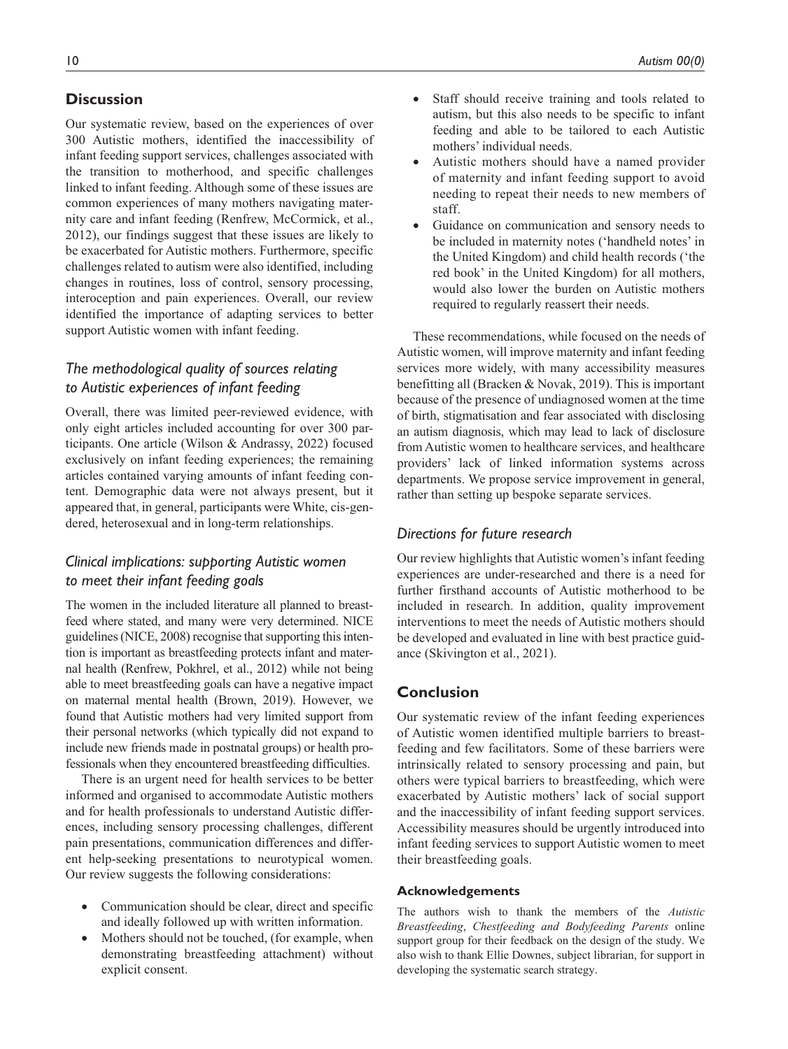## Discussion

Our systematic review, based on the experiences of over 300 Autistic mothers, identified the inaccessibility of infant feeding support services, challenges associated with the transition to motherhood, and specific challenges linked to infant feeding. Although some of these issues are common experiences of many mothers navigating maternity care and infant feeding (Renfrew, McCormick, et al., 2012), our findings suggest that these issues are likely to be exacerbated for Autistic mothers. Furthermore, specific challenges related to autism were also identified, including changes in routines, loss of control, sensory processing, interoception and pain experiences. Overall, our review identified the importance of adapting services to better support Autistic women with infant feeding.

### *The methodological quality of sources relating to Autistic experiences of infant feeding*

Overall, there was limited peer-reviewed evidence, with only eight articles included accounting for over 300 participants. One article (Wilson & Andrassy, 2022) focused exclusively on infant feeding experiences; the remaining articles contained varying amounts of infant feeding content. Demographic data were not always present, but it appeared that, in general, participants were White, cis-gendered, heterosexual and in long-term relationships.

### *Clinical implications: supporting Autistic women to meet their infant feeding goals*

The women in the included literature all planned to breastfeed where stated, and many were very determined. NICE guidelines (NICE, 2008) recognise that supporting this intention is important as breastfeeding protects infant and maternal health (Renfrew, Pokhrel, et al., 2012) while not being able to meet breastfeeding goals can have a negative impact on maternal mental health (Brown, 2019). However, we found that Autistic mothers had very limited support from their personal networks (which typically did not expand to include new friends made in postnatal groups) or health professionals when they encountered breastfeeding difficulties.

There is an urgent need for health services to be better informed and organised to accommodate Autistic mothers and for health professionals to understand Autistic differences, including sensory processing challenges, different pain presentations, communication differences and different help-seeking presentations to neurotypical women. Our review suggests the following considerations:

- Communication should be clear, direct and specific and ideally followed up with written information.
- Mothers should not be touched, (for example, when demonstrating breastfeeding attachment) without explicit consent.
- Staff should receive training and tools related to autism, but this also needs to be specific to infant feeding and able to be tailored to each Autistic mothers' individual needs.
- Autistic mothers should have a named provider of maternity and infant feeding support to avoid needing to repeat their needs to new members of staff.
- Guidance on communication and sensory needs to be included in maternity notes ('handheld notes' in the United Kingdom) and child health records ('the red book' in the United Kingdom) for all mothers, would also lower the burden on Autistic mothers required to regularly reassert their needs.

These recommendations, while focused on the needs of Autistic women, will improve maternity and infant feeding services more widely, with many accessibility measures benefitting all (Bracken & Novak, 2019). This is important because of the presence of undiagnosed women at the time of birth, stigmatisation and fear associated with disclosing an autism diagnosis, which may lead to lack of disclosure from Autistic women to healthcare services, and healthcare providers' lack of linked information systems across departments. We propose service improvement in general, rather than setting up bespoke separate services.

### *Directions for future research*

Our review highlights that Autistic women's infant feeding experiences are under-researched and there is a need for further firsthand accounts of Autistic motherhood to be included in research. In addition, quality improvement interventions to meet the needs of Autistic mothers should be developed and evaluated in line with best practice guidance (Skivington et al., 2021).

## Conclusion

Our systematic review of the infant feeding experiences of Autistic women identified multiple barriers to breastfeeding and few facilitators. Some of these barriers were intrinsically related to sensory processing and pain, but others were typical barriers to breastfeeding, which were exacerbated by Autistic mothers' lack of social support and the inaccessibility of infant feeding support services. Accessibility measures should be urgently introduced into infant feeding services to support Autistic women to meet their breastfeeding goals.

#### Acknowledgements

The authors wish to thank the members of the *Autistic Breastfeeding*, *Chestfeeding and Bodyfeeding Parents* online support group for their feedback on the design of the study. We also wish to thank Ellie Downes, subject librarian, for support in developing the systematic search strategy.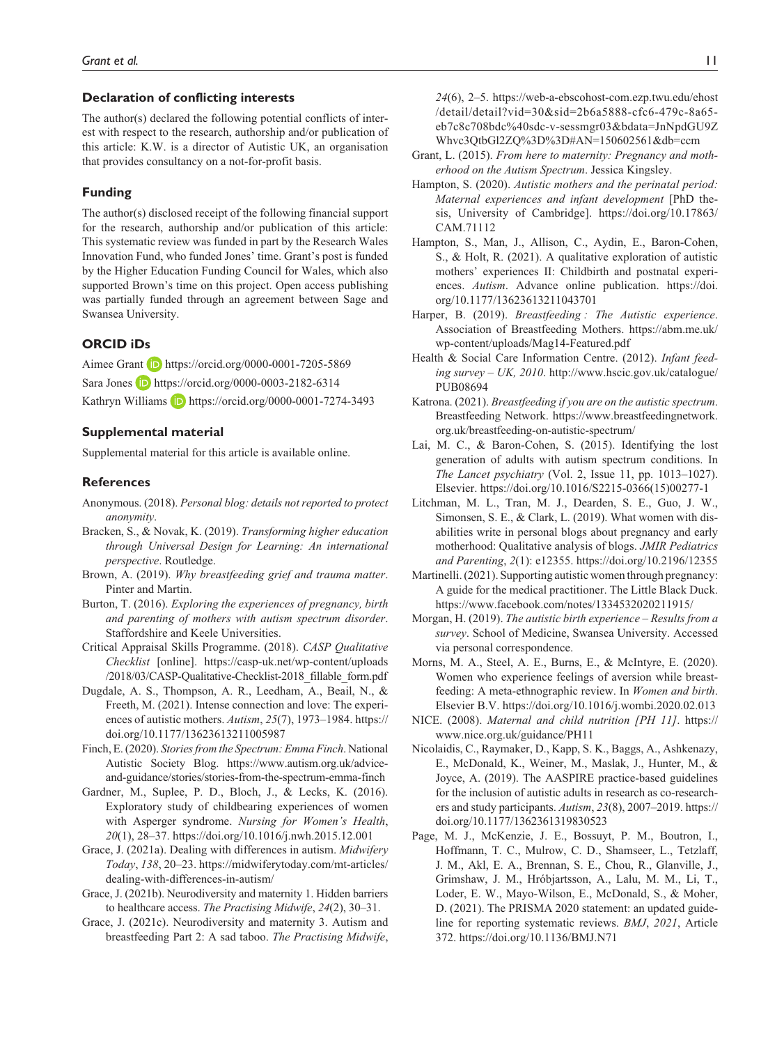### Declaration of conflicting interests

The author(s) declared the following potential conflicts of interest with respect to the research, authorship and/or publication of this article: K.W. is a director of Autistic UK, an organisation that provides consultancy on a not-for-profit basis.

### Funding

The author(s) disclosed receipt of the following financial support for the research, authorship and/or publication of this article: This systematic review was funded in part by the Research Wales Innovation Fund, who funded Jones' time. Grant's post is funded by the Higher Education Funding Council for Wales, which also supported Brown's time on this project. Open access publishing was partially funded through an agreement between Sage and Swansea University.

### ORCID iDs

Aimee Grant https://orcid.org/0000-0001-7205-5869

Sara Jones https://orcid.org/0000-0003-2182-6314

Kathryn Williams https://orcid.org/0000-0001-7274-3493

### Supplemental material

Supplemental material for this article is available online.

### References

Anonymous. (2018). *Personal blog: details not reported to protect anonymity*.

Bracken, S., & Novak, K. (2019). *Transforming higher education through Universal Design for Learning: An international perspective*. Routledge.

Brown, A. (2019). *Why breastfeeding grief and trauma matter*. Pinter and Martin.

Burton, T. (2016). *Exploring the experiences of pregnancy, birth and parenting of mothers with autism spectrum disorder*. Staffordshire and Keele Universities.

Critical Appraisal Skills Programme. (2018). *CASP Qualitative Checklist* [online]. https://casp-uk.net/wp-content/uploads/2018/03/CASP-Qualitative-Checklist-2018_fillable_form.pdf

Dugdale, A. S., Thompson, A. R., Leedham, A., Beail, N., & Freeth, M. (2021). Intense connection and love: The experiences of autistic mothers. *Autism*, *25*(7), 1973–1984. https://doi.org/10.1177/13623613211005987

Finch, E. (2020). *Stories from the Spectrum: Emma Finch*. National Autistic Society Blog. https://www.autism.org.uk/advice-and-guidance/stories/stories-from-the-spectrum-emma-finch

Gardner, M., Suplee, P. D., Bloch, J., & Lecks, K. (2016). Exploratory study of childbearing experiences of women with Asperger syndrome. *Nursing for Women's Health*, *20*(1), 28–37. https://doi.org/10.1016/j.nwh.2015.12.001

Grace, J. (2021a). Dealing with differences in autism. *Midwifery Today*, *138*, 20–23. https://midwiferytoday.com/mt-articles/dealing-with-differences-in-autism/

Grace, J. (2021b). Neurodiversity and maternity 1. Hidden barriers to healthcare access. *The Practising Midwife*, *24*(2), 30–31.

Grace, J. (2021c). Neurodiversity and maternity 3. Autism and breastfeeding Part 2: A sad taboo. *The Practising Midwife*, *24*(6), 2–5. https://web-a-ebscohost-com.ezp.twu.edu/ehost/detail/detail?vid=30&sid=2b6a5888-cfc6-479c-8a65-eb7c8c708bdc%40sdc-v-sessmgr03&bdata=JnNpdGU9ZWhvc3QtbGl2ZQ%3D%3D#AN=150602561&db=ccm

Grant, L. (2015). *From here to maternity: Pregnancy and motherhood on the Autism Spectrum*. Jessica Kingsley.

Hampton, S. (2020). *Autistic mothers and the perinatal period: Maternal experiences and infant development* [PhD thesis, University of Cambridge]. https://doi.org/10.17863/CAM.71112

Hampton, S., Man, J., Allison, C., Aydin, E., Baron-Cohen, S., & Holt, R. (2021). A qualitative exploration of autistic mothers' experiences II: Childbirth and postnatal experiences. *Autism*. Advance online publication. https://doi.org/10.1177/13623613211043701

Harper, B. (2019). *Breastfeeding : The Autistic experience*. Association of Breastfeeding Mothers. https://abm.me.uk/wp-content/uploads/Mag14-Featured.pdf

Health & Social Care Information Centre. (2012). *Infant feeding survey – UK, 2010*. http://www.hscic.gov.uk/catalogue/PUB08694

Katrona. (2021). *Breastfeeding if you are on the autistic spectrum*. Breastfeeding Network. https://www.breastfeedingnetwork.org.uk/breastfeeding-on-autistic-spectrum/

Lai, M. C., & Baron-Cohen, S. (2015). Identifying the lost generation of adults with autism spectrum conditions. In *The Lancet psychiatry* (Vol. 2, Issue 11, pp. 1013–1027). Elsevier. https://doi.org/10.1016/S2215-0366(15)00277-1

Litchman, M. L., Tran, M. J., Dearden, S. E., Guo, J. W., Simonsen, S. E., & Clark, L. (2019). What women with disabilities write in personal blogs about pregnancy and early motherhood: Qualitative analysis of blogs. *JMIR Pediatrics and Parenting*, *2*(1): e12355. https://doi.org/10.2196/12355

Martinelli. (2021). Supporting autistic women through pregnancy: A guide for the medical practitioner. The Little Black Duck. https://www.facebook.com/notes/1334532020211915/

Morgan, H. (2019). *The autistic birth experience – Results from a survey*. School of Medicine, Swansea University. Accessed via personal correspondence.

Morns, M. A., Steel, A. E., Burns, E., & McIntyre, E. (2020). Women who experience feelings of aversion while breastfeeding: A meta-ethnographic review. In *Women and birth*. Elsevier B.V. https://doi.org/10.1016/j.wombi.2020.02.013

NICE. (2008). *Maternal and child nutrition [PH 11]*. https://www.nice.org.uk/guidance/PH11

Nicolaidis, C., Raymaker, D., Kapp, S. K., Baggs, A., Ashkenazy, E., McDonald, K., Weiner, M., Maslak, J., Hunter, M., & Joyce, A. (2019). The AASPIRE practice-based guidelines for the inclusion of autistic adults in research as co-researchers and study participants. *Autism*, *23*(8), 2007–2019. https://doi.org/10.1177/1362361319830523

Page, M. J., McKenzie, J. E., Bossuyt, P. M., Boutron, I., Hoffmann, T. C., Mulrow, C. D., Shamseer, L., Tetzlaff, J. M., Akl, E. A., Brennan, S. E., Chou, R., Glanville, J., Grimshaw, J. M., Hróbjartsson, A., Lalu, M. M., Li, T., Loder, E. W., Mayo-Wilson, E., McDonald, S., & Moher, D. (2021). The PRISMA 2020 statement: an updated guideline for reporting systematic reviews. *BMJ*, *2021*, Article 372. https://doi.org/10.1136/BMJ.N71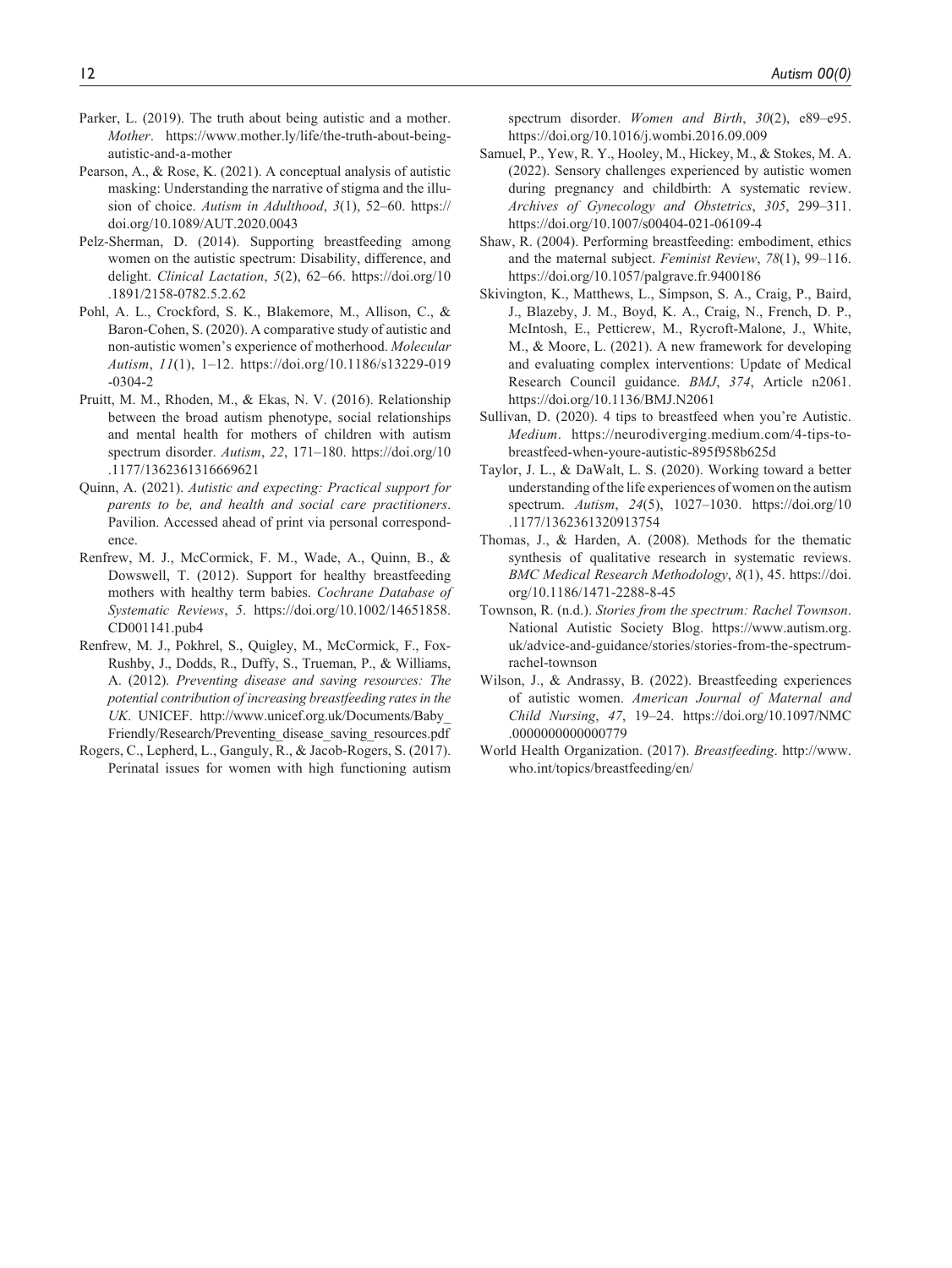Parker, L. (2019). The truth about being autistic and a mother. *Mother*. https://www.mother.ly/life/the-truth-about-being-autistic-and-a-mother

Pearson, A., & Rose, K. (2021). A conceptual analysis of autistic masking: Understanding the narrative of stigma and the illusion of choice. *Autism in Adulthood*, *3*(1), 52–60. https://doi.org/10.1089/AUT.2020.0043

Pelz-Sherman, D. (2014). Supporting breastfeeding among women on the autistic spectrum: Disability, difference, and delight. *Clinical Lactation*, *5*(2), 62–66. https://doi.org/10.1891/2158-0782.5.2.62

Pohl, A. L., Crockford, S. K., Blakemore, M., Allison, C., & Baron-Cohen, S. (2020). A comparative study of autistic and non-autistic women's experience of motherhood. *Molecular Autism*, *11*(1), 1–12. https://doi.org/10.1186/s13229-019-0304-2

Pruitt, M. M., Rhoden, M., & Ekas, N. V. (2016). Relationship between the broad autism phenotype, social relationships and mental health for mothers of children with autism spectrum disorder. *Autism*, *22*, 171–180. https://doi.org/10.1177/1362361316669621

Quinn, A. (2021). *Autistic and expecting: Practical support for parents to be, and health and social care practitioners*. Pavilion. Accessed ahead of print via personal correspondence.

Renfrew, M. J., McCormick, F. M., Wade, A., Quinn, B., & Dowswell, T. (2012). Support for healthy breastfeeding mothers with healthy term babies. *Cochrane Database of Systematic Reviews*, *5*. https://doi.org/10.1002/14651858.CD001141.pub4

Renfrew, M. J., Pokhrel, S., Quigley, M., McCormick, F., Fox-Rushby, J., Dodds, R., Duffy, S., Trueman, P., & Williams, A. (2012). *Preventing disease and saving resources: The potential contribution of increasing breastfeeding rates in the UK*. UNICEF. http://www.unicef.org.uk/Documents/Baby_Friendly/Research/Preventing_disease_saving_resources.pdf

Rogers, C., Lepherd, L., Ganguly, R., & Jacob-Rogers, S. (2017). Perinatal issues for women with high functioning autism spectrum disorder. *Women and Birth*, *30*(2), e89–e95. https://doi.org/10.1016/j.wombi.2016.09.009

Samuel, P., Yew, R. Y., Hooley, M., Hickey, M., & Stokes, M. A. (2022). Sensory challenges experienced by autistic women during pregnancy and childbirth: A systematic review. *Archives of Gynecology and Obstetrics*, *305*, 299–311. https://doi.org/10.1007/s00404-021-06109-4

Shaw, R. (2004). Performing breastfeeding: embodiment, ethics and the maternal subject. *Feminist Review*, *78*(1), 99–116. https://doi.org/10.1057/palgrave.fr.9400186

Skivington, K., Matthews, L., Simpson, S. A., Craig, P., Baird, J., Blazeby, J. M., Boyd, K. A., Craig, N., French, D. P., McIntosh, E., Petticrew, M., Rycroft-Malone, J., White, M., & Moore, L. (2021). A new framework for developing and evaluating complex interventions: Update of Medical Research Council guidance. *BMJ*, *374*, Article n2061. https://doi.org/10.1136/BMJ.N2061

Sullivan, D. (2020). 4 tips to breastfeed when you're Autistic. *Medium*. https://neurodiverging.medium.com/4-tips-to-breastfeed-when-youre-autistic-895f958b625d

Taylor, J. L., & DaWalt, L. S. (2020). Working toward a better understanding of the life experiences of women on the autism spectrum. *Autism*, *24*(5), 1027–1030. https://doi.org/10.1177/1362361320913754

Thomas, J., & Harden, A. (2008). Methods for the thematic synthesis of qualitative research in systematic reviews. *BMC Medical Research Methodology*, *8*(1), 45. https://doi.org/10.1186/1471-2288-8-45

Townson, R. (n.d.). *Stories from the spectrum: Rachel Townson*. National Autistic Society Blog. https://www.autism.org.uk/advice-and-guidance/stories/stories-from-the-spectrum-rachel-townson

Wilson, J., & Andrassy, B. (2022). Breastfeeding experiences of autistic women. *American Journal of Maternal and Child Nursing*, *47*, 19–24. https://doi.org/10.1097/NMC.0000000000000779

World Health Organization. (2017). *Breastfeeding*. http://www.who.int/topics/breastfeeding/en/